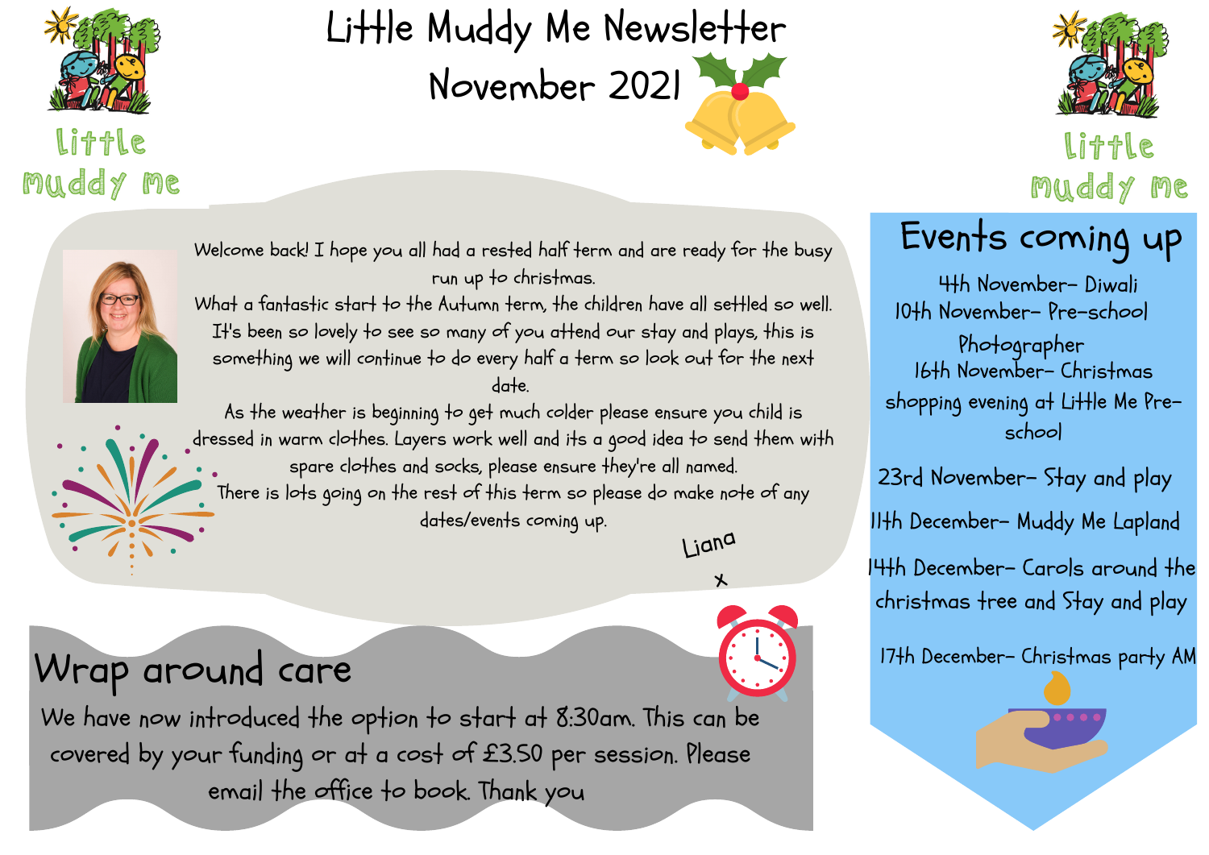# Little Muddy Me Newsletter November 2021

little muddy me

Welcome back! I hope you all had a rested half term and are ready for the busy run up to christmas.

What a fantastic start to the Autumn term, the children have all settled so well. It's been so lovely to see so many of you attend our stay and plays, this is something we will continue to do every half a term so look out for the next date.

As the weather is beginning to get much colder please ensure you child is dressed in warm clothes. Layers work well and its a good idea to send them with spare clothes and socks, please ensure they're all named.

There is lots going on the rest of this term so please do make note of any dates/events coming up.

Liana

x

## Wrap around care

We have now introduced the option to start at 8:30am. This can be covered by your funding or at a cost of £3.50 per session. Please email the office to book. Thank you

## Events coming up

4th November- Diwali

10th November- Pre-school Photographer

16th November- Christmas shopping evening at Little Me Pre-school

23rd November- Stay and play

11th December- Muddy Me Lapland

14th December- Carols around the christmas tree and Stay and play

17th December- Christmas party AM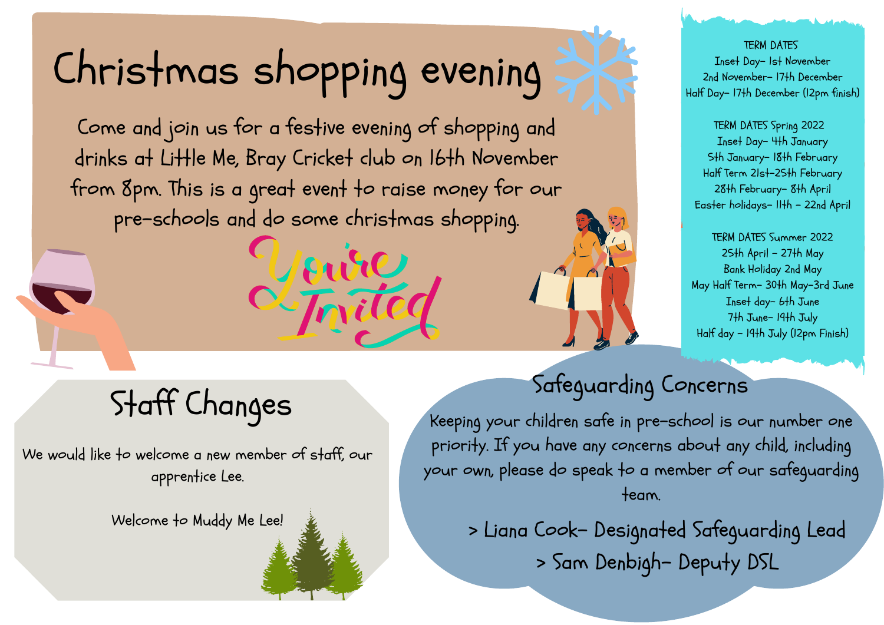# Christmas shopping evening

Come and join us for a festive evening of shopping and drinks at Little Me, Bray Cricket club on 16th November from 8pm. This is a great event to raise money for our pre-schools and do some christmas shopping.

You're Invited

TERM DATES
Inset Day- 1st November
2nd November- 17th December
Half Day- 17th December (12pm finish)

TERM DATES Spring 2022
Inset Day- 4th January
5th January- 18th February
Half Term 21st-25th February
28th February- 8th April
Easter holidays- 11th - 22nd April

TERM DATES Summer 2022
25th April - 27th May
Bank Holiday 2nd May
May Half Term- 30th May-3rd June
Inset day- 6th June
7th June- 14th July
Half day - 14th July (12pm Finish)

## Staff Changes

We would like to welcome a new member of staff, our apprentice Lee.

Welcome to Muddy Me Lee!

## Safeguarding Concerns

Keeping your children safe in pre-school is our number one priority. If you have any concerns about any child, including your own, please do speak to a member of our safeguarding team.

> Liana Cook- Designated Safeguarding Lead
> Sam Denbigh- Deputy DSL